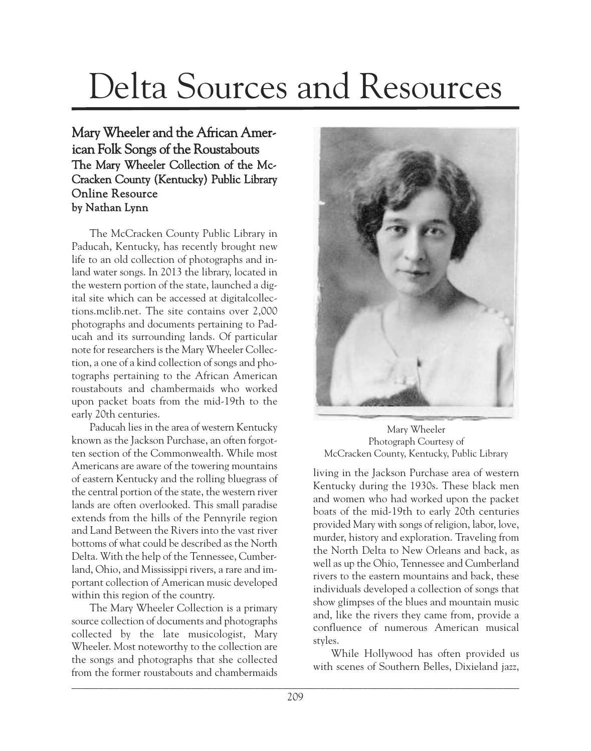# Delta Sources and Resources

## Mary Wheeler and the African American Folk Songs of the Roustabouts

### The Mary Wheeler Collection of the McCracken County (Kentucky) Public Library Online Resource

**by Nathan Lynn**

The McCracken County Public Library in Paducah, Kentucky, has recently brought new life to an old collection of photographs and inland water songs. In 2013 the library, located in the western portion of the state, launched a digital site which can be accessed at digitalcollections.mclib.net. The site contains over 2,000 photographs and documents pertaining to Paducah and its surrounding lands. Of particular note for researchers is the Mary Wheeler Collection, a one of a kind collection of songs and photographs pertaining to the African American roustabouts and chambermaids who worked upon packet boats from the mid-19th to the early 20th centuries.

Paducah lies in the area of western Kentucky known as the Jackson Purchase, an often forgotten section of the Commonwealth. While most Americans are aware of the towering mountains of eastern Kentucky and the rolling bluegrass of the central portion of the state, the western river lands are often overlooked. This small paradise extends from the hills of the Pennyrile region and Land Between the Rivers into the vast river bottoms of what could be described as the North Delta. With the help of the Tennessee, Cumberland, Ohio, and Mississippi rivers, a rare and important collection of American music developed within this region of the country.

The Mary Wheeler Collection is a primary source collection of documents and photographs collected by the late musicologist, Mary Wheeler. Most noteworthy to the collection are the songs and photographs that she collected from the former roustabouts and chambermaids living in the Jackson Purchase area of western Kentucky during the 1930s. These black men and women who had worked upon the packet boats of the mid-19th to early 20th centuries provided Mary with songs of religion, labor, love, murder, history and exploration. Traveling from the North Delta to New Orleans and back, as well as up the Ohio, Tennessee and Cumberland rivers to the eastern mountains and back, these individuals developed a collection of songs that show glimpses of the blues and mountain music and, like the rivers they came from, provide a confluence of numerous American musical styles.

Mary Wheeler
Photograph Courtesy of
McCracken County, Kentucky, Public Library

While Hollywood has often provided us with scenes of Southern Belles, Dixieland jazz,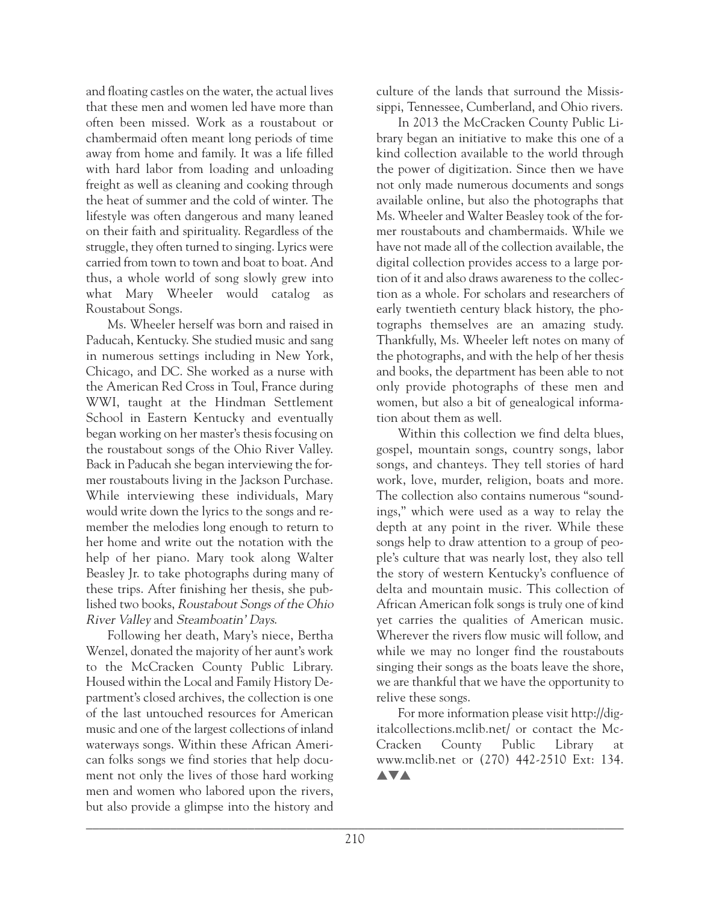and floating castles on the water, the actual lives that these men and women led have more than often been missed. Work as a roustabout or chambermaid often meant long periods of time away from home and family. It was a life filled with hard labor from loading and unloading freight as well as cleaning and cooking through the heat of summer and the cold of winter. The lifestyle was often dangerous and many leaned on their faith and spirituality. Regardless of the struggle, they often turned to singing. Lyrics were carried from town to town and boat to boat. And thus, a whole world of song slowly grew into what Mary Wheeler would catalog as Roustabout Songs.

Ms. Wheeler herself was born and raised in Paducah, Kentucky. She studied music and sang in numerous settings including in New York, Chicago, and DC. She worked as a nurse with the American Red Cross in Toul, France during WWI, taught at the Hindman Settlement School in Eastern Kentucky and eventually began working on her master's thesis focusing on the roustabout songs of the Ohio River Valley. Back in Paducah she began interviewing the former roustabouts living in the Jackson Purchase. While interviewing these individuals, Mary would write down the lyrics to the songs and remember the melodies long enough to return to her home and write out the notation with the help of her piano. Mary took along Walter Beasley Jr. to take photographs during many of these trips. After finishing her thesis, she published two books, *Roustabout Songs of the Ohio River Valley* and *Steamboatin' Days*.

Following her death, Mary's niece, Bertha Wenzel, donated the majority of her aunt's work to the McCracken County Public Library. Housed within the Local and Family History Department's closed archives, the collection is one of the last untouched resources for American music and one of the largest collections of inland waterways songs. Within these African American folks songs we find stories that help document not only the lives of those hard working men and women who labored upon the rivers, but also provide a glimpse into the history and culture of the lands that surround the Mississippi, Tennessee, Cumberland, and Ohio rivers.

In 2013 the McCracken County Public Library began an initiative to make this one of a kind collection available to the world through the power of digitization. Since then we have not only made numerous documents and songs available online, but also the photographs that Ms. Wheeler and Walter Beasley took of the former roustabouts and chambermaids. While we have not made all of the collection available, the digital collection provides access to a large portion of it and also draws awareness to the collection as a whole. For scholars and researchers of early twentieth century black history, the photographs themselves are an amazing study. Thankfully, Ms. Wheeler left notes on many of the photographs, and with the help of her thesis and books, the department has been able to not only provide photographs of these men and women, but also a bit of genealogical information about them as well.

Within this collection we find delta blues, gospel, mountain songs, country songs, labor songs, and chanteys. They tell stories of hard work, love, murder, religion, boats and more. The collection also contains numerous "soundings," which were used as a way to relay the depth at any point in the river. While these songs help to draw attention to a group of people's culture that was nearly lost, they also tell the story of western Kentucky's confluence of delta and mountain music. This collection of African American folk songs is truly one of kind yet carries the qualities of American music. Wherever the rivers flow music will follow, and while we may no longer find the roustabouts singing their songs as the boats leave the shore, we are thankful that we have the opportunity to relive these songs.

For more information please visit http://digitalcollections.mclib.net/ or contact the McCracken County Public Library at www.mclib.net or (270) 442-2510 Ext: 134. ▲▼▲